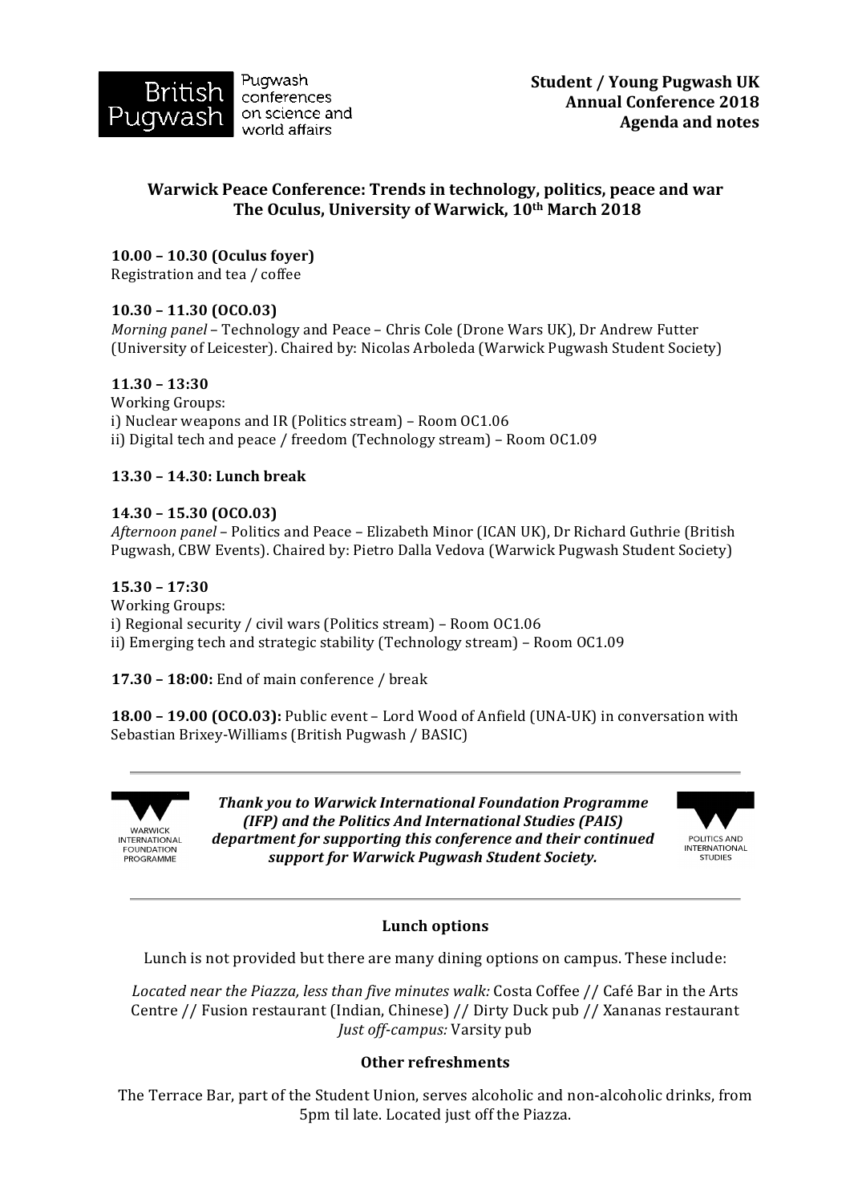British Pugwash — Pugwash conferences on science and world affairs

**Student / Young Pugwash UK**
**Annual Conference 2018**
**Agenda and notes**

## Warwick Peace Conference: Trends in technology, politics, peace and war
## The Oculus, University of Warwick, 10th March 2018

**10.00 – 10.30 (Oculus foyer)**
Registration and tea / coffee

**10.30 – 11.30 (OC0.03)**
*Morning panel* – Technology and Peace – Chris Cole (Drone Wars UK), Dr Andrew Futter (University of Leicester). Chaired by: Nicolas Arboleda (Warwick Pugwash Student Society)

**11.30 – 13:30**
Working Groups:
i) Nuclear weapons and IR (Politics stream) – Room OC1.06
ii) Digital tech and peace / freedom (Technology stream) – Room OC1.09

**13.30 – 14.30: Lunch break**

**14.30 – 15.30 (OC0.03)**
*Afternoon panel* – Politics and Peace – Elizabeth Minor (ICAN UK), Dr Richard Guthrie (British Pugwash, CBW Events). Chaired by: Pietro Dalla Vedova (Warwick Pugwash Student Society)

**15.30 – 17:30**
Working Groups:
i) Regional security / civil wars (Politics stream) – Room OC1.06
ii) Emerging tech and strategic stability (Technology stream) – Room OC1.09

**17.30 – 18:00:** End of main conference / break

**18.00 – 19.00 (OC0.03):** Public event – Lord Wood of Anfield (UNA-UK) in conversation with Sebastian Brixey-Williams (British Pugwash / BASIC)

---

WARWICK INTERNATIONAL FOUNDATION PROGRAMME

***Thank you to Warwick International Foundation Programme (IFP) and the Politics And International Studies (PAIS) department for supporting this conference and their continued support for Warwick Pugwash Student Society.***

POLITICS AND INTERNATIONAL STUDIES

---

### Lunch options

Lunch is not provided but there are many dining options on campus. These include:

*Located near the Piazza, less than five minutes walk:* Costa Coffee // Café Bar in the Arts Centre // Fusion restaurant (Indian, Chinese) // Dirty Duck pub // Xananas restaurant
*Just off-campus:* Varsity pub

### Other refreshments

The Terrace Bar, part of the Student Union, serves alcoholic and non-alcoholic drinks, from 5pm til late. Located just off the Piazza.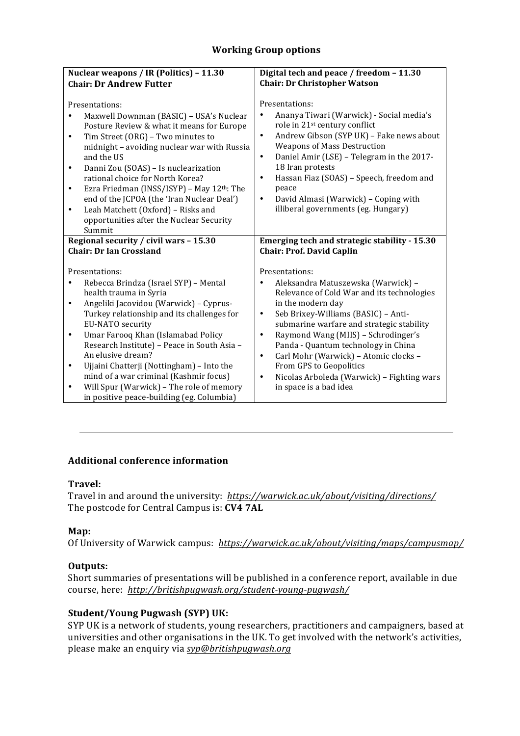## Working Group options

| | |
|---|---|
| **Nuclear weapons / IR (Politics) – 11.30**<br>**Chair: Dr Andrew Futter**<br><br>Presentations:<br>• Maxwell Downman (BASIC) – USA's Nuclear Posture Review & what it means for Europe<br>• Tim Street (ORG) – Two minutes to midnight – avoiding nuclear war with Russia and the US<br>• Danni Zou (SOAS) – Is nuclearization rational choice for North Korea?<br>• Ezra Friedman (INSS/ISYP) – May 12th: The end of the JCPOA (the 'Iran Nuclear Deal')<br>• Leah Matchett (Oxford) – Risks and opportunities after the Nuclear Security Summit | **Digital tech and peace / freedom – 11.30**<br>**Chair: Dr Christopher Watson**<br><br>Presentations:<br>• Ananya Tiwari (Warwick) - Social media's role in 21st century conflict<br>• Andrew Gibson (SYP UK) – Fake news about Weapons of Mass Destruction<br>• Daniel Amir (LSE) – Telegram in the 2017-18 Iran protests<br>• Hassan Fiaz (SOAS) – Speech, freedom and peace<br>• David Almasi (Warwick) – Coping with illiberal governments (eg. Hungary) |
| **Regional security / civil wars – 15.30**<br>**Chair: Dr Ian Crossland**<br><br>Presentations:<br>• Rebecca Brindza (Israel SYP) – Mental health trauma in Syria<br>• Angeliki Jacovidou (Warwick) – Cyprus-Turkey relationship and its challenges for EU-NATO security<br>• Umar Farooq Khan (Islamabad Policy Research Institute) – Peace in South Asia – An elusive dream?<br>• Ujjaini Chatterji (Nottingham) – Into the mind of a war criminal (Kashmir focus)<br>• Will Spur (Warwick) – The role of memory in positive peace-building (eg. Columbia) | **Emerging tech and strategic stability - 15.30**<br>**Chair: Prof. David Caplin**<br><br>Presentations:<br>• Aleksandra Matuszewska (Warwick) – Relevance of Cold War and its technologies in the modern day<br>• Seb Brixey-Williams (BASIC) – Anti-submarine warfare and strategic stability<br>• Raymond Wang (MIIS) – Schrodinger's Panda - Quantum technology in China<br>• Carl Mohr (Warwick) – Atomic clocks – From GPS to Geopolitics<br>• Nicolas Arboleda (Warwick) – Fighting wars in space is a bad idea |

---

### Additional conference information

**Travel:**

Travel in and around the university: *https://warwick.ac.uk/about/visiting/directions/*
The postcode for Central Campus is: **CV4 7AL**

**Map:**

Of University of Warwick campus: *https://warwick.ac.uk/about/visiting/maps/campusmap/*

**Outputs:**

Short summaries of presentations will be published in a conference report, available in due course, here: *http://britishpugwash.org/student-young-pugwash/*

**Student/Young Pugwash (SYP) UK:**

SYP UK is a network of students, young researchers, practitioners and campaigners, based at universities and other organisations in the UK. To get involved with the network's activities, please make an enquiry via *syp@britishpugwash.org*